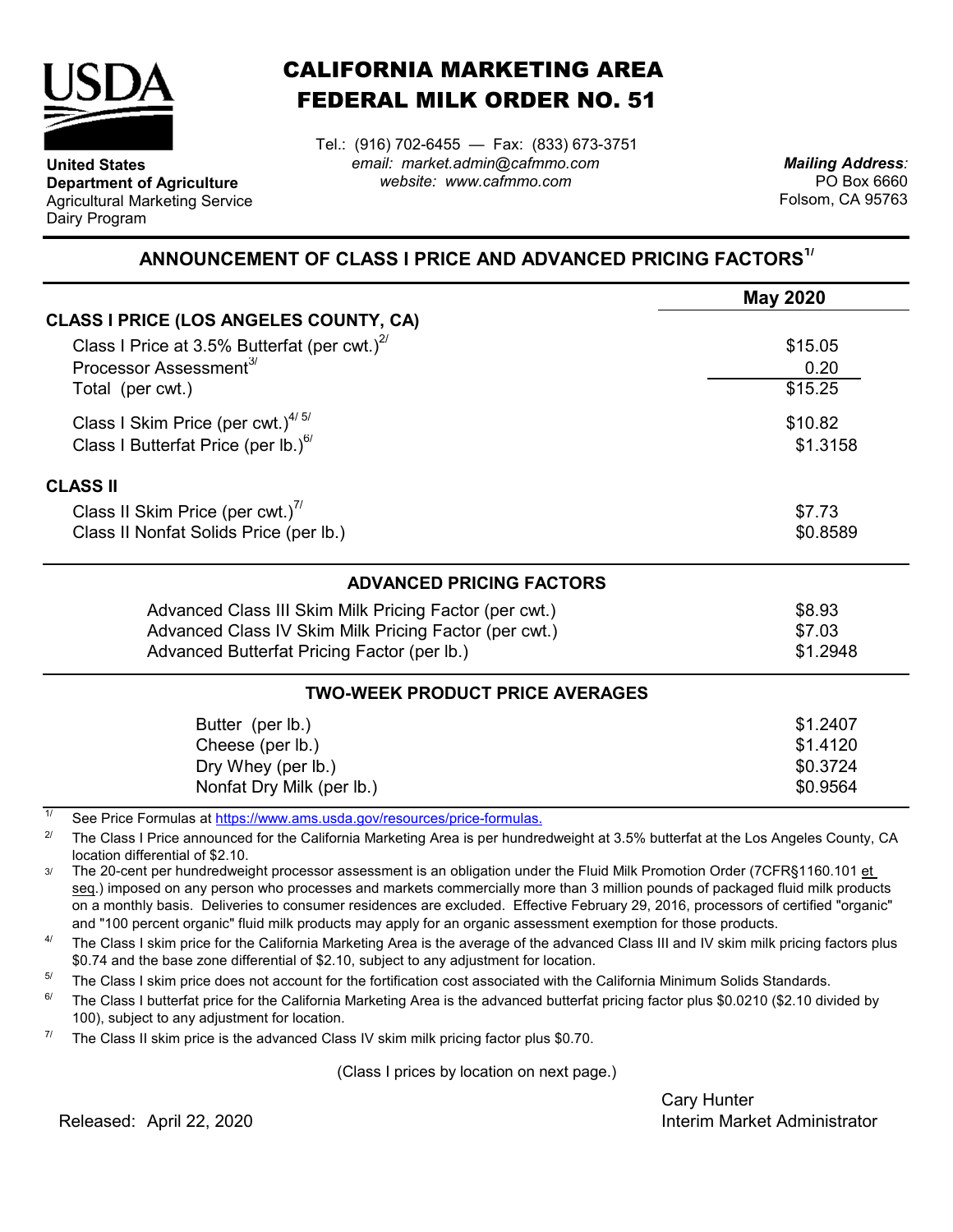United States Department of Agriculture
Agricultural Marketing Service
Dairy Program

# CALIFORNIA MARKETING AREA
# FEDERAL MILK ORDER NO. 51

Tel.: (916) 702-6455 — Fax: (833) 673-3751
*email: market.admin@cafmmo.com*
*website: www.cafmmo.com*

***Mailing Address:***
PO Box 6660
Folsom, CA 95763

## ANNOUNCEMENT OF CLASS I PRICE AND ADVANCED PRICING FACTORS[1/]

| | May 2020 |
|---|---|
| **CLASS I PRICE (LOS ANGELES COUNTY, CA)** | |
| Class I Price at 3.5% Butterfat (per cwt.)[2/] | $15.05 |
| Processor Assessment[3/] | 0.20 |
| Total (per cwt.) | $15.25 |
| Class I Skim Price (per cwt.)[4/ 5/] | $10.82 |
| Class I Butterfat Price (per lb.)[6/] | $1.3158 |
| **CLASS II** | |
| Class II Skim Price (per cwt.)[7/] | $7.73 |
| Class II Nonfat Solids Price (per lb.) | $0.8589 |
| **ADVANCED PRICING FACTORS** | |
| Advanced Class III Skim Milk Pricing Factor (per cwt.) | $8.93 |
| Advanced Class IV Skim Milk Pricing Factor (per cwt.) | $7.03 |
| Advanced Butterfat Pricing Factor (per lb.) | $1.2948 |
| **TWO-WEEK PRODUCT PRICE AVERAGES** | |
| Butter (per lb.) | $1.2407 |
| Cheese (per lb.) | $1.4120 |
| Dry Whey (per lb.) | $0.3724 |
| Nonfat Dry Milk (per lb.) | $0.9564 |

1/ See Price Formulas at https://www.ams.usda.gov/resources/price-formulas.

2/ The Class I Price announced for the California Marketing Area is per hundredweight at 3.5% butterfat at the Los Angeles County, CA location differential of $2.10.

3/ The 20-cent per hundredweight processor assessment is an obligation under the Fluid Milk Promotion Order (7CFR§1160.101 et seq.) imposed on any person who processes and markets commercially more than 3 million pounds of packaged fluid milk products on a monthly basis. Deliveries to consumer residences are excluded. Effective February 29, 2016, processors of certified "organic" and "100 percent organic" fluid milk products may apply for an organic assessment exemption for those products.

4/ The Class I skim price for the California Marketing Area is the average of the advanced Class III and IV skim milk pricing factors plus $0.74 and the base zone differential of $2.10, subject to any adjustment for location.

5/ The Class I skim price does not account for the fortification cost associated with the California Minimum Solids Standards.

6/ The Class I butterfat price for the California Marketing Area is the advanced butterfat pricing factor plus $0.0210 ($2.10 divided by 100), subject to any adjustment for location.

7/ The Class II skim price is the advanced Class IV skim milk pricing factor plus $0.70.

(Class I prices by location on next page.)

Released: April 22, 2020

Cary Hunter
Interim Market Administrator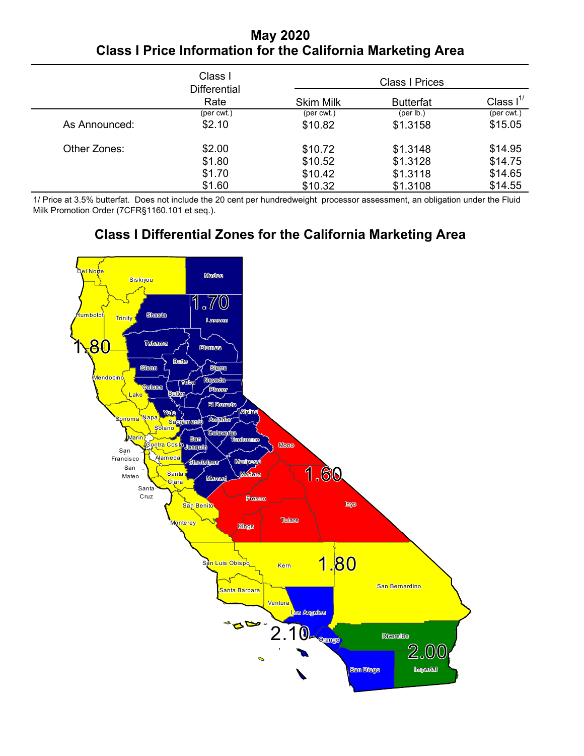# May 2020
# Class I Price Information for the California Marketing Area

| | Class I Differential Rate (per cwt.) | Class I Prices | | |
|---|---|---|---|---|
| | | Skim Milk (per cwt.) | Butterfat (per lb.) | Class I[1/] (per cwt.) |
| As Announced: | $2.10 | $10.82 | $1.3158 | $15.05 |
| Other Zones: | $2.00 | $10.72 | $1.3148 | $14.95 |
| | $1.80 | $10.52 | $1.3128 | $14.75 |
| | $1.70 | $10.42 | $1.3118 | $14.65 |
| | $1.60 | $10.32 | $1.3108 | $14.55 |

1/ Price at 3.5% butterfat. Does not include the 20 cent per hundredweight processor assessment, an obligation under the Fluid Milk Promotion Order (7CFR§1160.101 et seq.).

## Class I Differential Zones for the California Marketing Area

1.70
1.80
1.60
1.80
2.10
2.00

Del Norte, Siskiyou, Modoc, Humboldt, Trinity, Shasta, Lassen, Tehama, Plumas, Butte, Glenn, Sierra, Mendocino, Yuba, Nevada, Colusa, Placer, Lake, Sutter, El Dorado, Yolo, Alpine, Sonoma, Napa, Sacramento, Amador, Solano, Calaveras, Marin, San Joaquin, Tuolumne, Mono, Contra Costa, San Francisco, Alameda, Stanislaus, Mariposa, San Mateo, Santa Clara, Madera, Merced, Santa Cruz, Fresno, San Benito, Inyo, Monterey, Tulare, Kings, San Luis Obispo, Kern, San Bernardino, Santa Barbara, Ventura, Los Angeles, Orange, Riverside, San Diego, Imperial